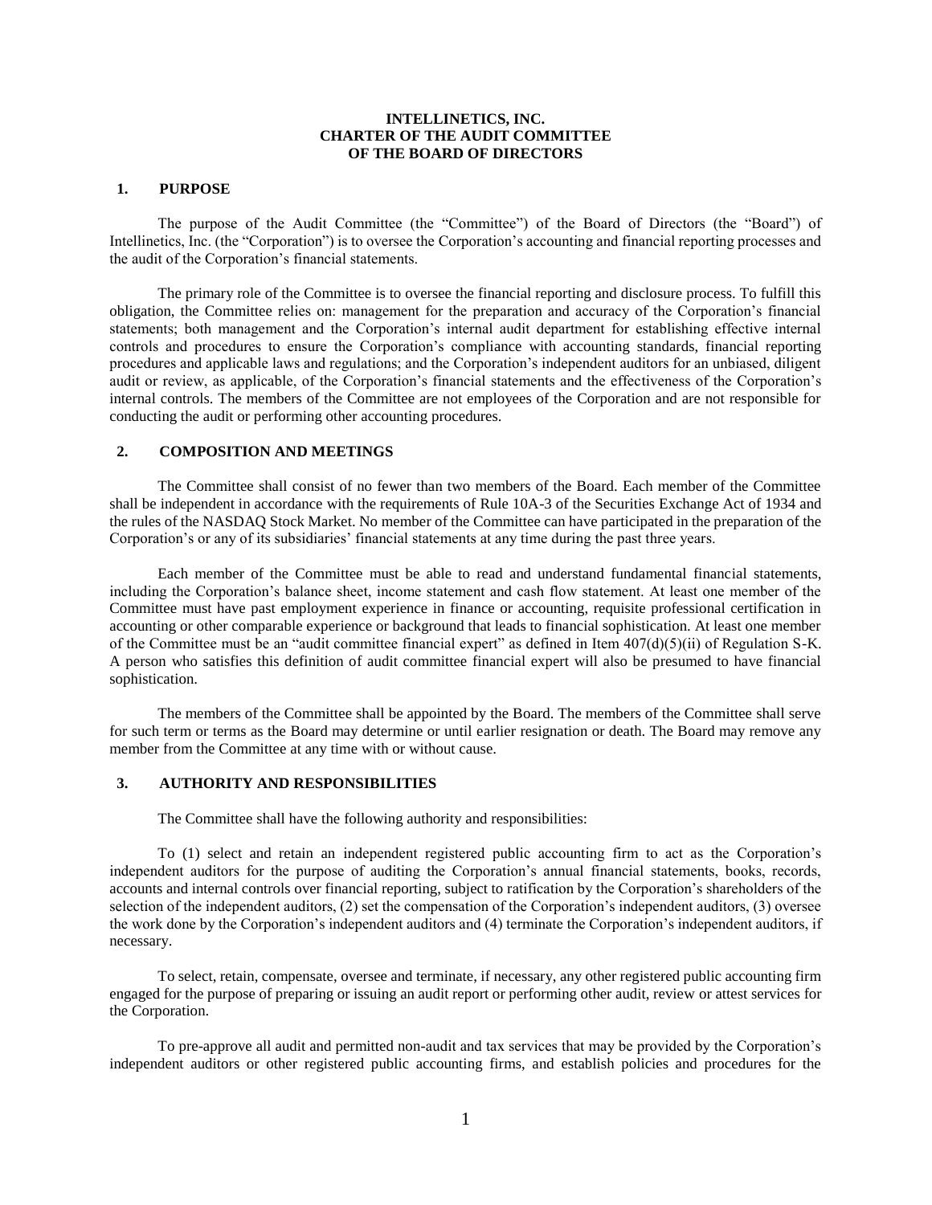# INTELLINETICS, INC.
# CHARTER OF THE AUDIT COMMITTEE
# OF THE BOARD OF DIRECTORS

## 1. PURPOSE

The purpose of the Audit Committee (the "Committee") of the Board of Directors (the "Board") of Intellinetics, Inc. (the "Corporation") is to oversee the Corporation's accounting and financial reporting processes and the audit of the Corporation's financial statements.

The primary role of the Committee is to oversee the financial reporting and disclosure process. To fulfill this obligation, the Committee relies on: management for the preparation and accuracy of the Corporation's financial statements; both management and the Corporation's internal audit department for establishing effective internal controls and procedures to ensure the Corporation's compliance with accounting standards, financial reporting procedures and applicable laws and regulations; and the Corporation's independent auditors for an unbiased, diligent audit or review, as applicable, of the Corporation's financial statements and the effectiveness of the Corporation's internal controls. The members of the Committee are not employees of the Corporation and are not responsible for conducting the audit or performing other accounting procedures.

## 2. COMPOSITION AND MEETINGS

The Committee shall consist of no fewer than two members of the Board. Each member of the Committee shall be independent in accordance with the requirements of Rule 10A-3 of the Securities Exchange Act of 1934 and the rules of the NASDAQ Stock Market. No member of the Committee can have participated in the preparation of the Corporation's or any of its subsidiaries' financial statements at any time during the past three years.

Each member of the Committee must be able to read and understand fundamental financial statements, including the Corporation's balance sheet, income statement and cash flow statement. At least one member of the Committee must have past employment experience in finance or accounting, requisite professional certification in accounting or other comparable experience or background that leads to financial sophistication. At least one member of the Committee must be an "audit committee financial expert" as defined in Item 407(d)(5)(ii) of Regulation S-K. A person who satisfies this definition of audit committee financial expert will also be presumed to have financial sophistication.

The members of the Committee shall be appointed by the Board. The members of the Committee shall serve for such term or terms as the Board may determine or until earlier resignation or death. The Board may remove any member from the Committee at any time with or without cause.

## 3. AUTHORITY AND RESPONSIBILITIES

The Committee shall have the following authority and responsibilities:

To (1) select and retain an independent registered public accounting firm to act as the Corporation's independent auditors for the purpose of auditing the Corporation's annual financial statements, books, records, accounts and internal controls over financial reporting, subject to ratification by the Corporation's shareholders of the selection of the independent auditors, (2) set the compensation of the Corporation's independent auditors, (3) oversee the work done by the Corporation's independent auditors and (4) terminate the Corporation's independent auditors, if necessary.

To select, retain, compensate, oversee and terminate, if necessary, any other registered public accounting firm engaged for the purpose of preparing or issuing an audit report or performing other audit, review or attest services for the Corporation.

To pre-approve all audit and permitted non-audit and tax services that may be provided by the Corporation's independent auditors or other registered public accounting firms, and establish policies and procedures for the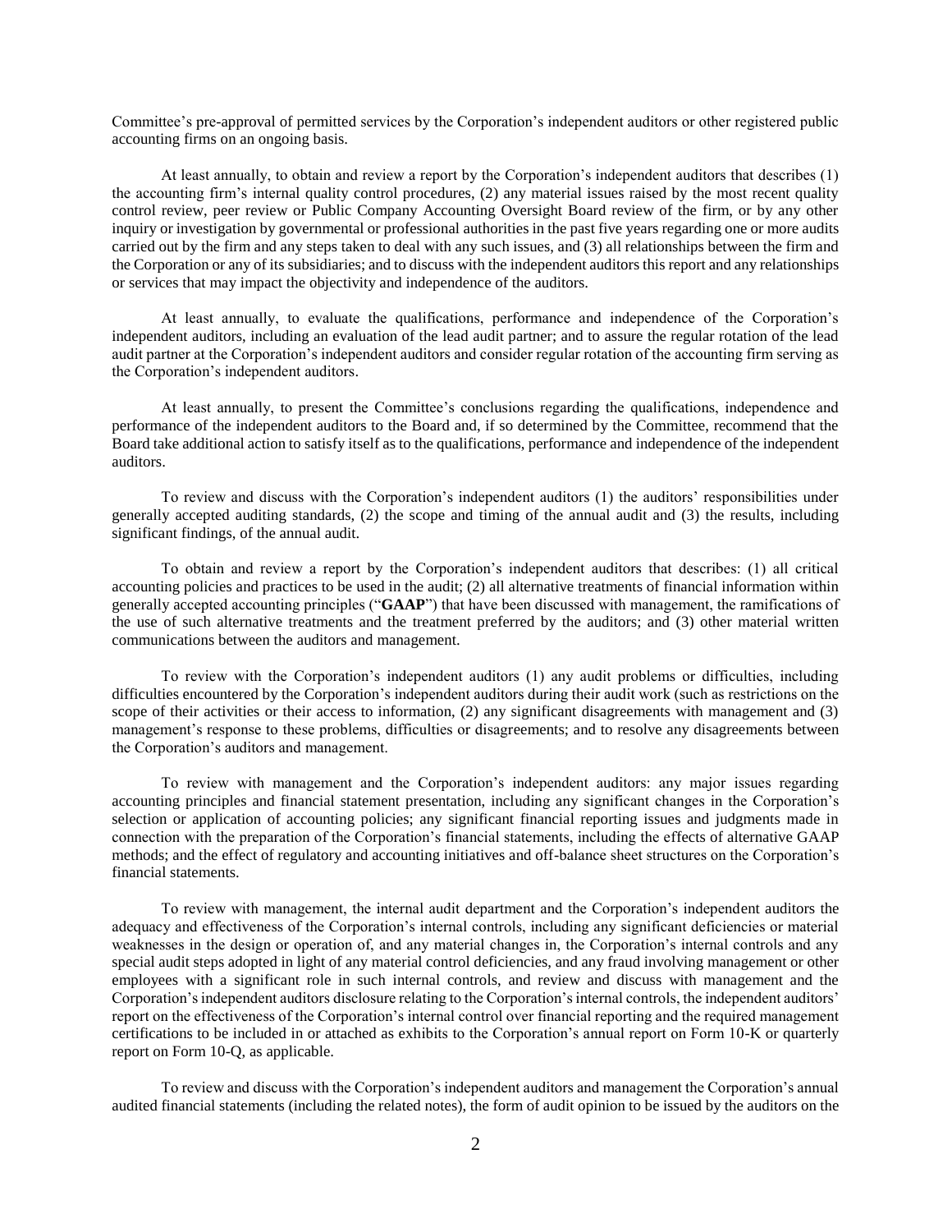Committee's pre-approval of permitted services by the Corporation's independent auditors or other registered public accounting firms on an ongoing basis.

At least annually, to obtain and review a report by the Corporation's independent auditors that describes (1) the accounting firm's internal quality control procedures, (2) any material issues raised by the most recent quality control review, peer review or Public Company Accounting Oversight Board review of the firm, or by any other inquiry or investigation by governmental or professional authorities in the past five years regarding one or more audits carried out by the firm and any steps taken to deal with any such issues, and (3) all relationships between the firm and the Corporation or any of its subsidiaries; and to discuss with the independent auditors this report and any relationships or services that may impact the objectivity and independence of the auditors.

At least annually, to evaluate the qualifications, performance and independence of the Corporation's independent auditors, including an evaluation of the lead audit partner; and to assure the regular rotation of the lead audit partner at the Corporation's independent auditors and consider regular rotation of the accounting firm serving as the Corporation's independent auditors.

At least annually, to present the Committee's conclusions regarding the qualifications, independence and performance of the independent auditors to the Board and, if so determined by the Committee, recommend that the Board take additional action to satisfy itself as to the qualifications, performance and independence of the independent auditors.

To review and discuss with the Corporation's independent auditors (1) the auditors' responsibilities under generally accepted auditing standards, (2) the scope and timing of the annual audit and (3) the results, including significant findings, of the annual audit.

To obtain and review a report by the Corporation's independent auditors that describes: (1) all critical accounting policies and practices to be used in the audit; (2) all alternative treatments of financial information within generally accepted accounting principles ("**GAAP**") that have been discussed with management, the ramifications of the use of such alternative treatments and the treatment preferred by the auditors; and (3) other material written communications between the auditors and management.

To review with the Corporation's independent auditors (1) any audit problems or difficulties, including difficulties encountered by the Corporation's independent auditors during their audit work (such as restrictions on the scope of their activities or their access to information, (2) any significant disagreements with management and (3) management's response to these problems, difficulties or disagreements; and to resolve any disagreements between the Corporation's auditors and management.

To review with management and the Corporation's independent auditors: any major issues regarding accounting principles and financial statement presentation, including any significant changes in the Corporation's selection or application of accounting policies; any significant financial reporting issues and judgments made in connection with the preparation of the Corporation's financial statements, including the effects of alternative GAAP methods; and the effect of regulatory and accounting initiatives and off-balance sheet structures on the Corporation's financial statements.

To review with management, the internal audit department and the Corporation's independent auditors the adequacy and effectiveness of the Corporation's internal controls, including any significant deficiencies or material weaknesses in the design or operation of, and any material changes in, the Corporation's internal controls and any special audit steps adopted in light of any material control deficiencies, and any fraud involving management or other employees with a significant role in such internal controls, and review and discuss with management and the Corporation's independent auditors disclosure relating to the Corporation's internal controls, the independent auditors' report on the effectiveness of the Corporation's internal control over financial reporting and the required management certifications to be included in or attached as exhibits to the Corporation's annual report on Form 10-K or quarterly report on Form 10-Q, as applicable.

To review and discuss with the Corporation's independent auditors and management the Corporation's annual audited financial statements (including the related notes), the form of audit opinion to be issued by the auditors on the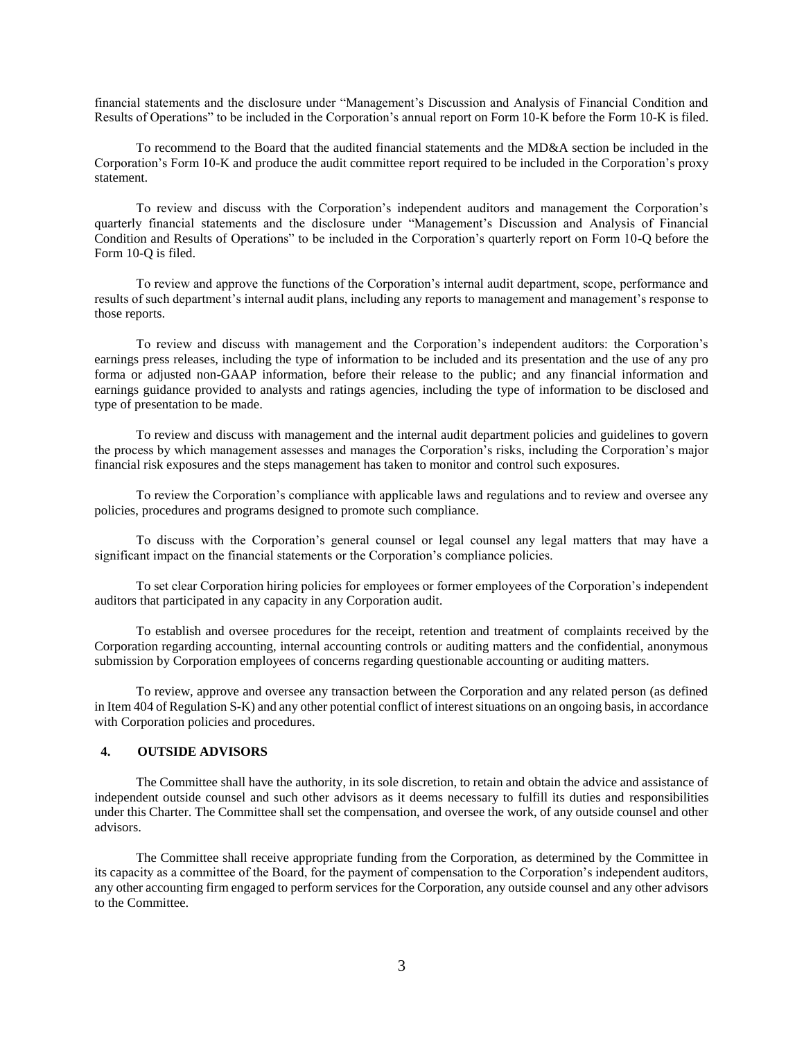financial statements and the disclosure under "Management's Discussion and Analysis of Financial Condition and Results of Operations" to be included in the Corporation's annual report on Form 10-K before the Form 10-K is filed.

To recommend to the Board that the audited financial statements and the MD&A section be included in the Corporation's Form 10-K and produce the audit committee report required to be included in the Corporation's proxy statement.

To review and discuss with the Corporation's independent auditors and management the Corporation's quarterly financial statements and the disclosure under "Management's Discussion and Analysis of Financial Condition and Results of Operations" to be included in the Corporation's quarterly report on Form 10-Q before the Form 10-Q is filed.

To review and approve the functions of the Corporation's internal audit department, scope, performance and results of such department's internal audit plans, including any reports to management and management's response to those reports.

To review and discuss with management and the Corporation's independent auditors: the Corporation's earnings press releases, including the type of information to be included and its presentation and the use of any pro forma or adjusted non-GAAP information, before their release to the public; and any financial information and earnings guidance provided to analysts and ratings agencies, including the type of information to be disclosed and type of presentation to be made.

To review and discuss with management and the internal audit department policies and guidelines to govern the process by which management assesses and manages the Corporation's risks, including the Corporation's major financial risk exposures and the steps management has taken to monitor and control such exposures.

To review the Corporation's compliance with applicable laws and regulations and to review and oversee any policies, procedures and programs designed to promote such compliance.

To discuss with the Corporation's general counsel or legal counsel any legal matters that may have a significant impact on the financial statements or the Corporation's compliance policies.

To set clear Corporation hiring policies for employees or former employees of the Corporation's independent auditors that participated in any capacity in any Corporation audit.

To establish and oversee procedures for the receipt, retention and treatment of complaints received by the Corporation regarding accounting, internal accounting controls or auditing matters and the confidential, anonymous submission by Corporation employees of concerns regarding questionable accounting or auditing matters.

To review, approve and oversee any transaction between the Corporation and any related person (as defined in Item 404 of Regulation S-K) and any other potential conflict of interest situations on an ongoing basis, in accordance with Corporation policies and procedures.

## 4. OUTSIDE ADVISORS

The Committee shall have the authority, in its sole discretion, to retain and obtain the advice and assistance of independent outside counsel and such other advisors as it deems necessary to fulfill its duties and responsibilities under this Charter. The Committee shall set the compensation, and oversee the work, of any outside counsel and other advisors.

The Committee shall receive appropriate funding from the Corporation, as determined by the Committee in its capacity as a committee of the Board, for the payment of compensation to the Corporation's independent auditors, any other accounting firm engaged to perform services for the Corporation, any outside counsel and any other advisors to the Committee.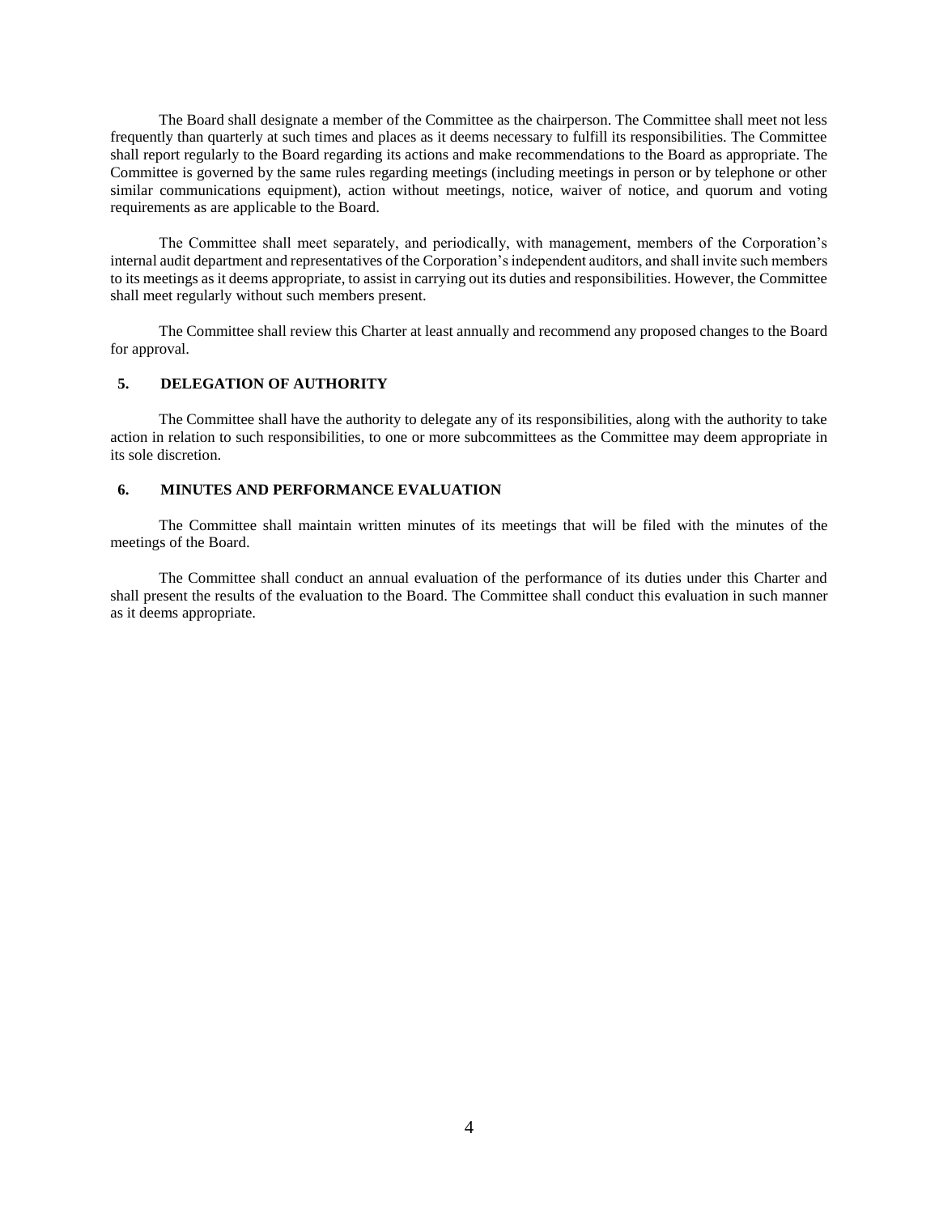The Board shall designate a member of the Committee as the chairperson. The Committee shall meet not less frequently than quarterly at such times and places as it deems necessary to fulfill its responsibilities. The Committee shall report regularly to the Board regarding its actions and make recommendations to the Board as appropriate. The Committee is governed by the same rules regarding meetings (including meetings in person or by telephone or other similar communications equipment), action without meetings, notice, waiver of notice, and quorum and voting requirements as are applicable to the Board.

The Committee shall meet separately, and periodically, with management, members of the Corporation's internal audit department and representatives of the Corporation's independent auditors, and shall invite such members to its meetings as it deems appropriate, to assist in carrying out its duties and responsibilities. However, the Committee shall meet regularly without such members present.

The Committee shall review this Charter at least annually and recommend any proposed changes to the Board for approval.

## 5. DELEGATION OF AUTHORITY

The Committee shall have the authority to delegate any of its responsibilities, along with the authority to take action in relation to such responsibilities, to one or more subcommittees as the Committee may deem appropriate in its sole discretion.

## 6. MINUTES AND PERFORMANCE EVALUATION

The Committee shall maintain written minutes of its meetings that will be filed with the minutes of the meetings of the Board.

The Committee shall conduct an annual evaluation of the performance of its duties under this Charter and shall present the results of the evaluation to the Board. The Committee shall conduct this evaluation in such manner as it deems appropriate.